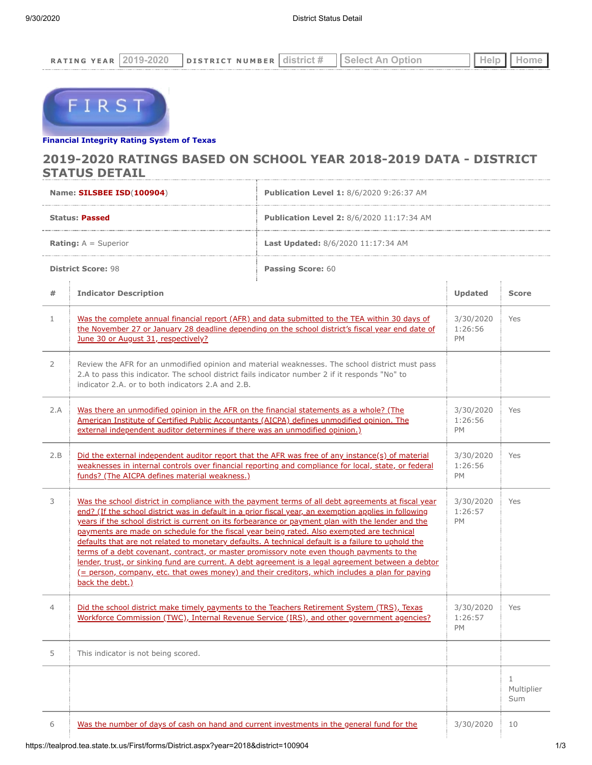RATING YEAR 2019-2020 DISTRICT NUMBER district # Select An Option Help Home

FIRST

**Financial Integrity Rating System of Texas**

## 2019-2020 RATINGS BASED ON SCHOOL YEAR 2018-2019 DATA - DISTRICT STATUS DETAIL

| | |
|---|---|
| **Name:** **SILSBEE ISD**(**100904**) | **Publication Level 1:** 8/6/2020 9:26:37 AM |
| **Status:** **Passed** | **Publication Level 2:** 8/6/2020 11:17:34 AM |
| **Rating:** A = Superior | **Last Updated:** 8/6/2020 11:17:34 AM |
| **District Score:** 98 | **Passing Score:** 60 |

| # | Indicator Description | Updated | Score |
|---|---|---|---|
| 1 | Was the complete annual financial report (AFR) and data submitted to the TEA within 30 days of the November 27 or January 28 deadline depending on the school district's fiscal year end date of June 30 or August 31, respectively? | 3/30/2020 1:26:56 PM | Yes |
| 2 | Review the AFR for an unmodified opinion and material weaknesses. The school district must pass 2.A to pass this indicator. The school district fails indicator number 2 if it responds "No" to indicator 2.A. or to both indicators 2.A and 2.B. | | |
| 2.A | Was there an unmodified opinion in the AFR on the financial statements as a whole? (The American Institute of Certified Public Accountants (AICPA) defines unmodified opinion. The external independent auditor determines if there was an unmodified opinion.) | 3/30/2020 1:26:56 PM | Yes |
| 2.B | Did the external independent auditor report that the AFR was free of any instance(s) of material weaknesses in internal controls over financial reporting and compliance for local, state, or federal funds? (The AICPA defines material weakness.) | 3/30/2020 1:26:56 PM | Yes |
| 3 | Was the school district in compliance with the payment terms of all debt agreements at fiscal year end? (If the school district was in default in a prior fiscal year, an exemption applies in following years if the school district is current on its forbearance or payment plan with the lender and the payments are made on schedule for the fiscal year being rated. Also exempted are technical defaults that are not related to monetary defaults. A technical default is a failure to uphold the terms of a debt covenant, contract, or master promissory note even though payments to the lender, trust, or sinking fund are current. A debt agreement is a legal agreement between a debtor (= person, company, etc. that owes money) and their creditors, which includes a plan for paying back the debt.) | 3/30/2020 1:26:57 PM | Yes |
| 4 | Did the school district make timely payments to the Teachers Retirement System (TRS), Texas Workforce Commission (TWC), Internal Revenue Service (IRS), and other government agencies? | 3/30/2020 1:26:57 PM | Yes |
| 5 | This indicator is not being scored. | | |
| | | | 1 Multiplier Sum |
| 6 | Was the number of days of cash on hand and current investments in the general fund for the | 3/30/2020 | 10 |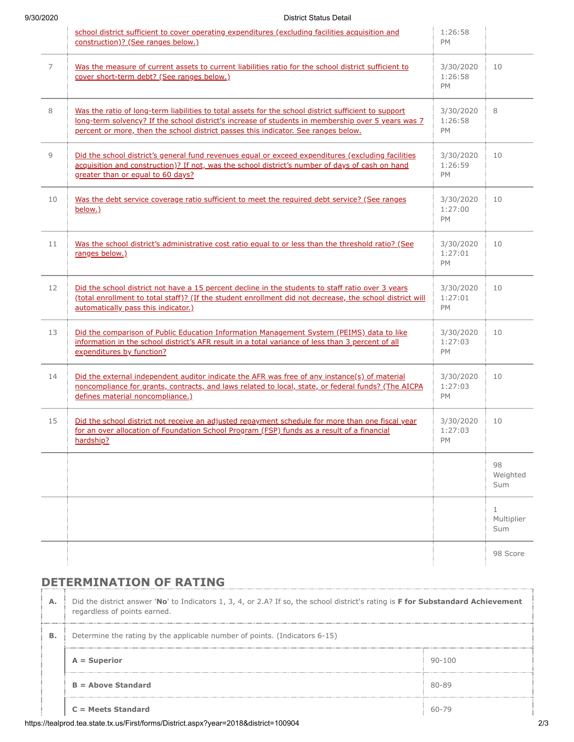| | | | |
|---|---|---|---|
| | school district sufficient to cover operating expenditures (excluding facilities acquisition and construction)? (See ranges below.) | 1:26:58 PM | |
| 7 | Was the measure of current assets to current liabilities ratio for the school district sufficient to cover short-term debt? (See ranges below.) | 3/30/2020 1:26:58 PM | 10 |
| 8 | Was the ratio of long-term liabilities to total assets for the school district sufficient to support long-term solvency? If the school district's increase of students in membership over 5 years was 7 percent or more, then the school district passes this indicator. See ranges below. | 3/30/2020 1:26:58 PM | 8 |
| 9 | Did the school district's general fund revenues equal or exceed expenditures (excluding facilities acquisition and construction)? If not, was the school district's number of days of cash on hand greater than or equal to 60 days? | 3/30/2020 1:26:59 PM | 10 |
| 10 | Was the debt service coverage ratio sufficient to meet the required debt service? (See ranges below.) | 3/30/2020 1:27:00 PM | 10 |
| 11 | Was the school district's administrative cost ratio equal to or less than the threshold ratio? (See ranges below.) | 3/30/2020 1:27:01 PM | 10 |
| 12 | Did the school district not have a 15 percent decline in the students to staff ratio over 3 years (total enrollment to total staff)? (If the student enrollment did not decrease, the school district will automatically pass this indicator.) | 3/30/2020 1:27:01 PM | 10 |
| 13 | Did the comparison of Public Education Information Management System (PEIMS) data to like information in the school district's AFR result in a total variance of less than 3 percent of all expenditures by function? | 3/30/2020 1:27:03 PM | 10 |
| 14 | Did the external independent auditor indicate the AFR was free of any instance(s) of material noncompliance for grants, contracts, and laws related to local, state, or federal funds? (The AICPA defines material noncompliance.) | 3/30/2020 1:27:03 PM | 10 |
| 15 | Did the school district not receive an adjusted repayment schedule for more than one fiscal year for an over allocation of Foundation School Program (FSP) funds as a result of a financial hardship? | 3/30/2020 1:27:03 PM | 10 |
| | | | 98 Weighted Sum |
| | | | 1 Multiplier Sum |
| | | | 98 Score |

## DETERMINATION OF RATING

| | | |
|---|---|---|
| **A.** | Did the district answer '**No**' to Indicators 1, 3, 4, or 2.A? If so, the school district's rating is **F for Substandard Achievement** regardless of points earned. | |
| **B.** | Determine the rating by the applicable number of points. (Indicators 6-15) | |
| | **A = Superior** | 90-100 |
| | **B = Above Standard** | 80-89 |
| | **C = Meets Standard** | 60-79 |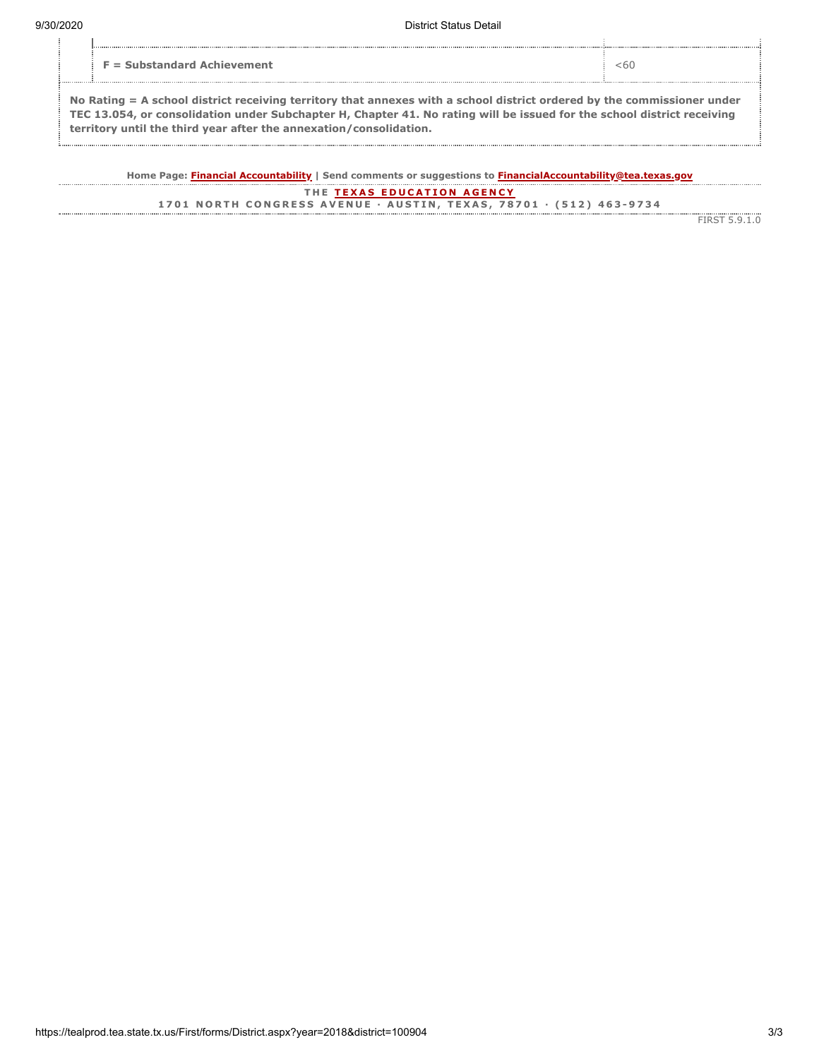| | |
|---|---|
| **F = Substandard Achievement** | <60 |

**No Rating = A school district receiving territory that annexes with a school district ordered by the commissioner under TEC 13.054, or consolidation under Subchapter H, Chapter 41. No rating will be issued for the school district receiving territory until the third year after the annexation/consolidation.**

**Home Page: Financial Accountability | Send comments or suggestions to FinancialAccountability@tea.texas.gov**

**THE TEXAS EDUCATION AGENCY**
**1701 NORTH CONGRESS AVENUE · AUSTIN, TEXAS, 78701 · (512) 463-9734**

FIRST 5.9.1.0